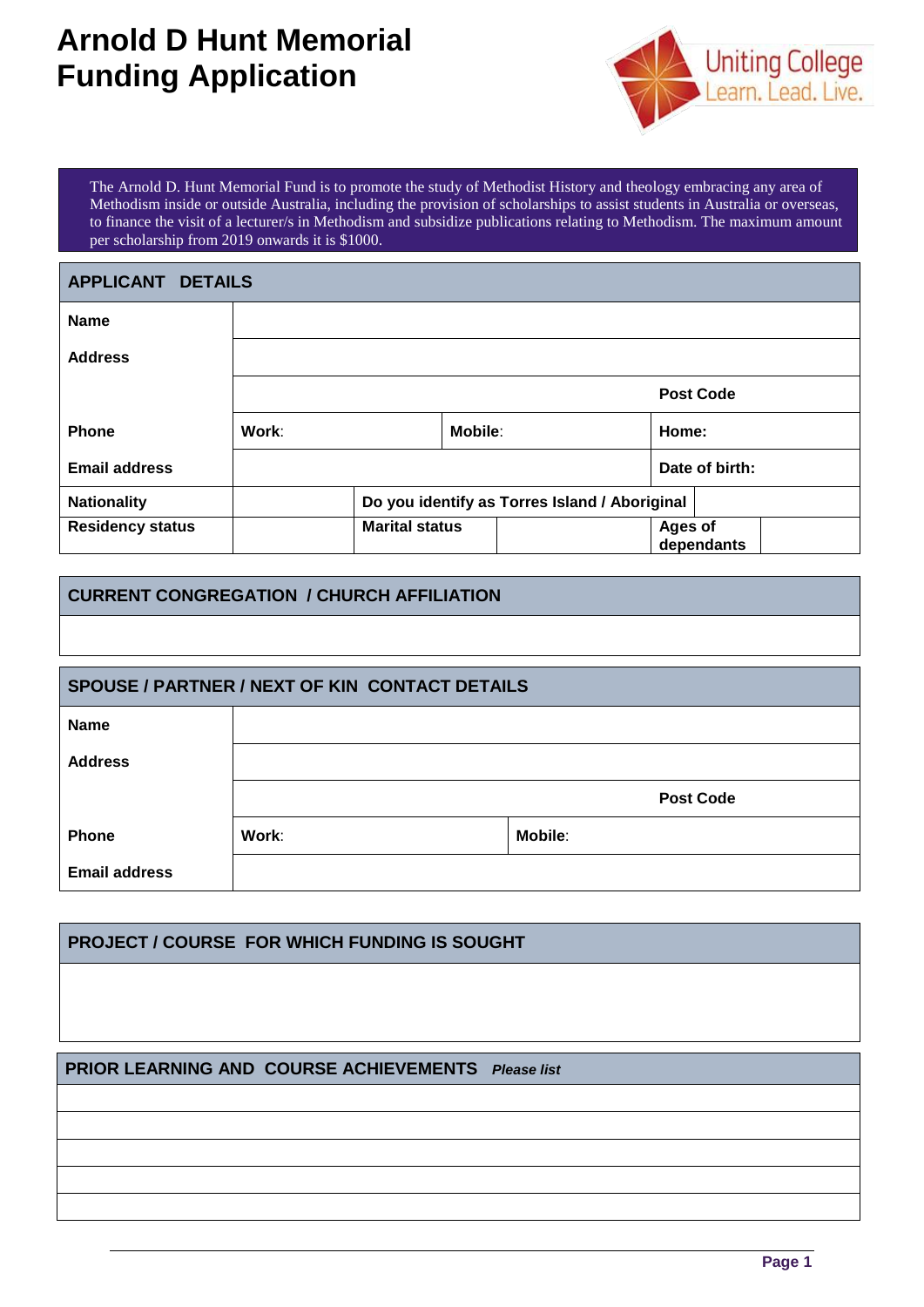# Arnold D Hunt Memorial Funding Application

Uniting College
Learn. Lead. Live.

The Arnold D. Hunt Memorial Fund is to promote the study of Methodist History and theology embracing any area of Methodism inside or outside Australia, including the provision of scholarships to assist students in Australia or overseas, to finance the visit of a lecturer/s in Methodism and subsidize publications relating to Methodism. The maximum amount per scholarship from 2019 onwards it is $1000.

| **APPLICANT DETAILS** | | | | | |
|---|---|---|---|---|---|
| **Name** | | | | | |
| **Address** | | | | | |
| | | | | **Post Code** | |
| **Phone** | **Work**: | | **Mobile**: | **Home:** | |
| **Email address** | | | | **Date of birth:** | |
| **Nationality** | | **Do you identify as Torres Island / Aboriginal** | | | |
| **Residency status** | | **Marital status** | | **Ages of dependants** | |

| **CURRENT CONGREGATION / CHURCH AFFILIATION** |
|---|
| |

| **SPOUSE / PARTNER / NEXT OF KIN CONTACT DETAILS** | | |
|---|---|---|
| **Name** | | |
| **Address** | | |
| | | **Post Code** |
| **Phone** | **Work**: | **Mobile**: |
| **Email address** | | |

| **PROJECT / COURSE FOR WHICH FUNDING IS SOUGHT** |
|---|
| |

| **PRIOR LEARNING AND COURSE ACHIEVEMENTS** ***Please list*** |
|---|
| |
| |
| |
| |
| |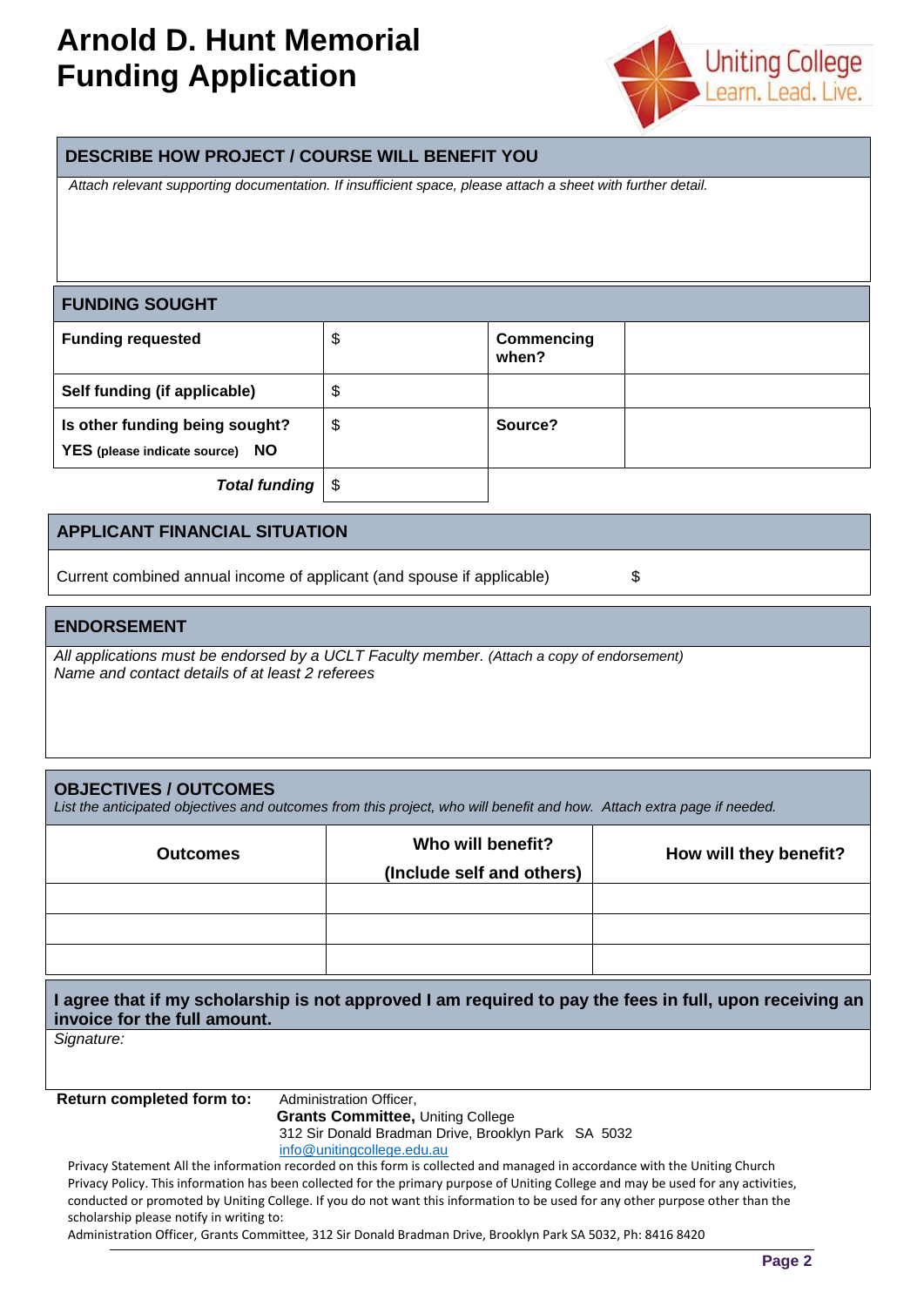# Arnold D. Hunt Memorial Funding Application

Uniting College
Learn. Lead. Live.

## DESCRIBE HOW PROJECT / COURSE WILL BENEFIT YOU

*Attach relevant supporting documentation. If insufficient space, please attach a sheet with further detail.*

## FUNDING SOUGHT

| | | | |
|---|---|---|---|
| **Funding requested** | $ | **Commencing when?** | |
| **Self funding (if applicable)** | $ | | |
| **Is other funding being sought?** **YES** (please indicate source) **NO** | $ | **Source?** | |
| ***Total funding*** | $ | | |

## APPLICANT FINANCIAL SITUATION

Current combined annual income of applicant (and spouse if applicable) $

## ENDORSEMENT

*All applications must be endorsed by a UCLT Faculty member. (Attach a copy of endorsement)*
*Name and contact details of at least 2 referees*

## OBJECTIVES / OUTCOMES

*List the anticipated objectives and outcomes from this project, who will benefit and how. Attach extra page if needed.*

| Outcomes | Who will benefit? (Include self and others) | How will they benefit? |
|---|---|---|
| | | |
| | | |
| | | |

**I agree that if my scholarship is not approved I am required to pay the fees in full, upon receiving an invoice for the full amount.**

*Signature:*

**Return completed form to:** Administration Officer,
**Grants Committee,** Uniting College
312 Sir Donald Bradman Drive, Brooklyn Park SA 5032
info@unitingcollege.edu.au

Privacy Statement All the information recorded on this form is collected and managed in accordance with the Uniting Church Privacy Policy. This information has been collected for the primary purpose of Uniting College and may be used for any activities, conducted or promoted by Uniting College. If you do not want this information to be used for any other purpose other than the scholarship please notify in writing to:
Administration Officer, Grants Committee, 312 Sir Donald Bradman Drive, Brooklyn Park SA 5032, Ph: 8416 8420